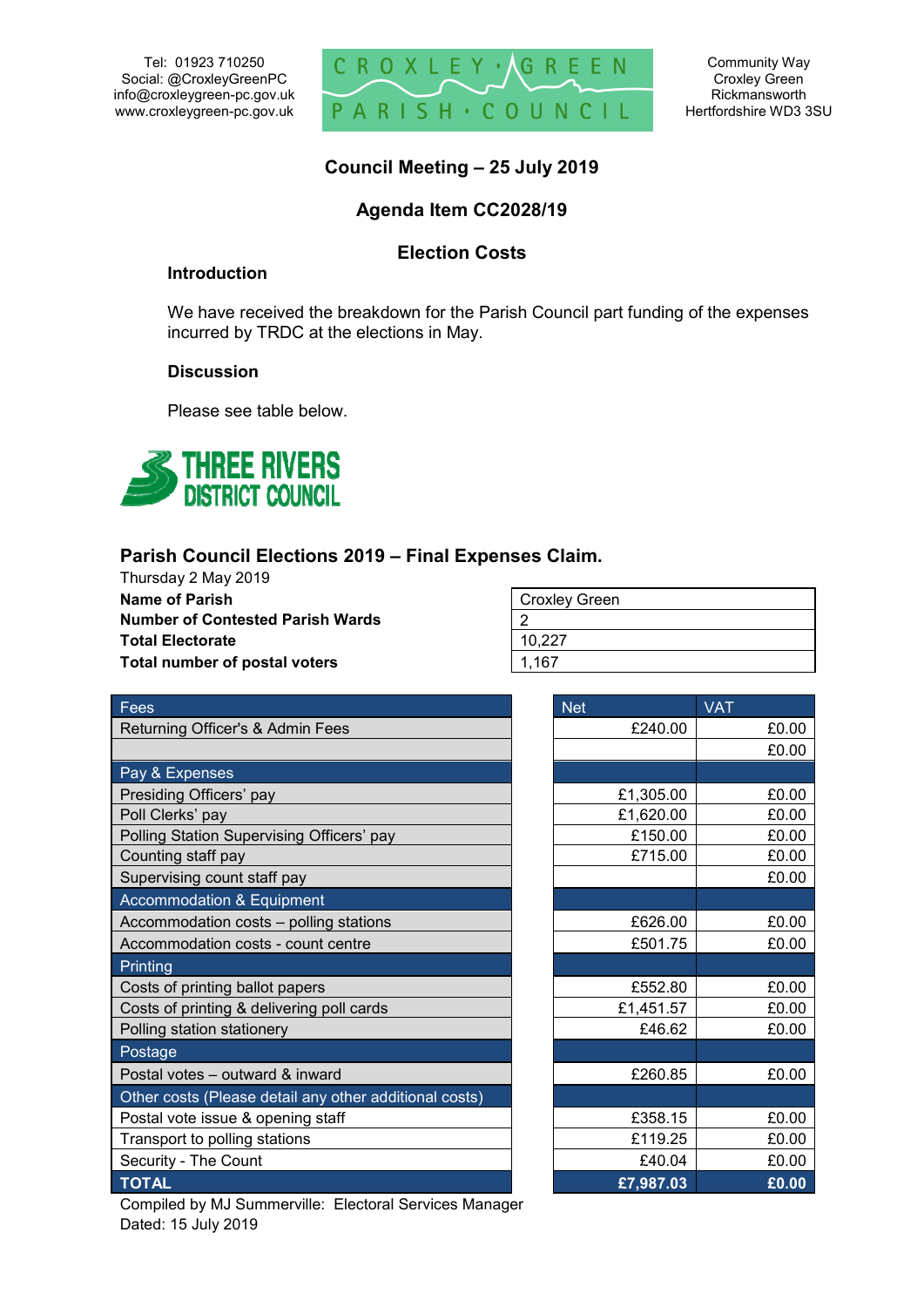Tel: 01923 710250
Social: @CroxleyGreenPC
info@croxleygreen-pc.gov.uk
www.croxleygreen-pc.gov.uk

CROXLEY GREEN PARISH COUNCIL

Community Way
Croxley Green
Rickmansworth
Hertfordshire WD3 3SU

## Council Meeting – 25 July 2019

## Agenda Item CC2028/19

## Election Costs

### Introduction

We have received the breakdown for the Parish Council part funding of the expenses incurred by TRDC at the elections in May.

### Discussion

Please see table below.

THREE RIVERS DISTRICT COUNCIL

### Parish Council Elections 2019 – Final Expenses Claim.

Thursday 2 May 2019

| | |
|---|---|
| **Name of Parish** | Croxley Green |
| **Number of Contested Parish Wards** | 2 |
| **Total Electorate** | 10,227 |
| **Total number of postal voters** | 1,167 |

| Fees | Net | VAT |
|---|---|---|
| Returning Officer's & Admin Fees | £240.00 | £0.00 |
| | | £0.00 |
| **Pay & Expenses** | | |
| Presiding Officers' pay | £1,305.00 | £0.00 |
| Poll Clerks' pay | £1,620.00 | £0.00 |
| Polling Station Supervising Officers' pay | £150.00 | £0.00 |
| Counting staff pay | £715.00 | £0.00 |
| Supervising count staff pay | | £0.00 |
| **Accommodation & Equipment** | | |
| Accommodation costs – polling stations | £626.00 | £0.00 |
| Accommodation costs - count centre | £501.75 | £0.00 |
| **Printing** | | |
| Costs of printing ballot papers | £552.80 | £0.00 |
| Costs of printing & delivering poll cards | £1,451.57 | £0.00 |
| Polling station stationery | £46.62 | £0.00 |
| **Postage** | | |
| Postal votes – outward & inward | £260.85 | £0.00 |
| **Other costs (Please detail any other additional costs)** | | |
| Postal vote issue & opening staff | £358.15 | £0.00 |
| Transport to polling stations | £119.25 | £0.00 |
| Security - The Count | £40.04 | £0.00 |
| **TOTAL** | **£7,987.03** | **£0.00** |

Compiled by MJ Summerville: Electoral Services Manager
Dated: 15 July 2019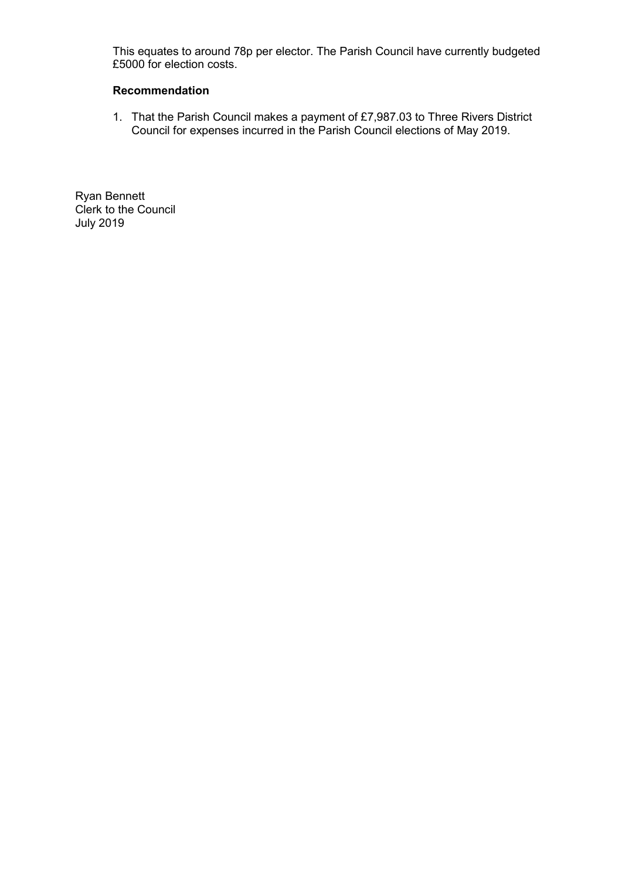This equates to around 78p per elector. The Parish Council have currently budgeted £5000 for election costs.

**Recommendation**

1. That the Parish Council makes a payment of £7,987.03 to Three Rivers District Council for expenses incurred in the Parish Council elections of May 2019.

Ryan Bennett
Clerk to the Council
July 2019